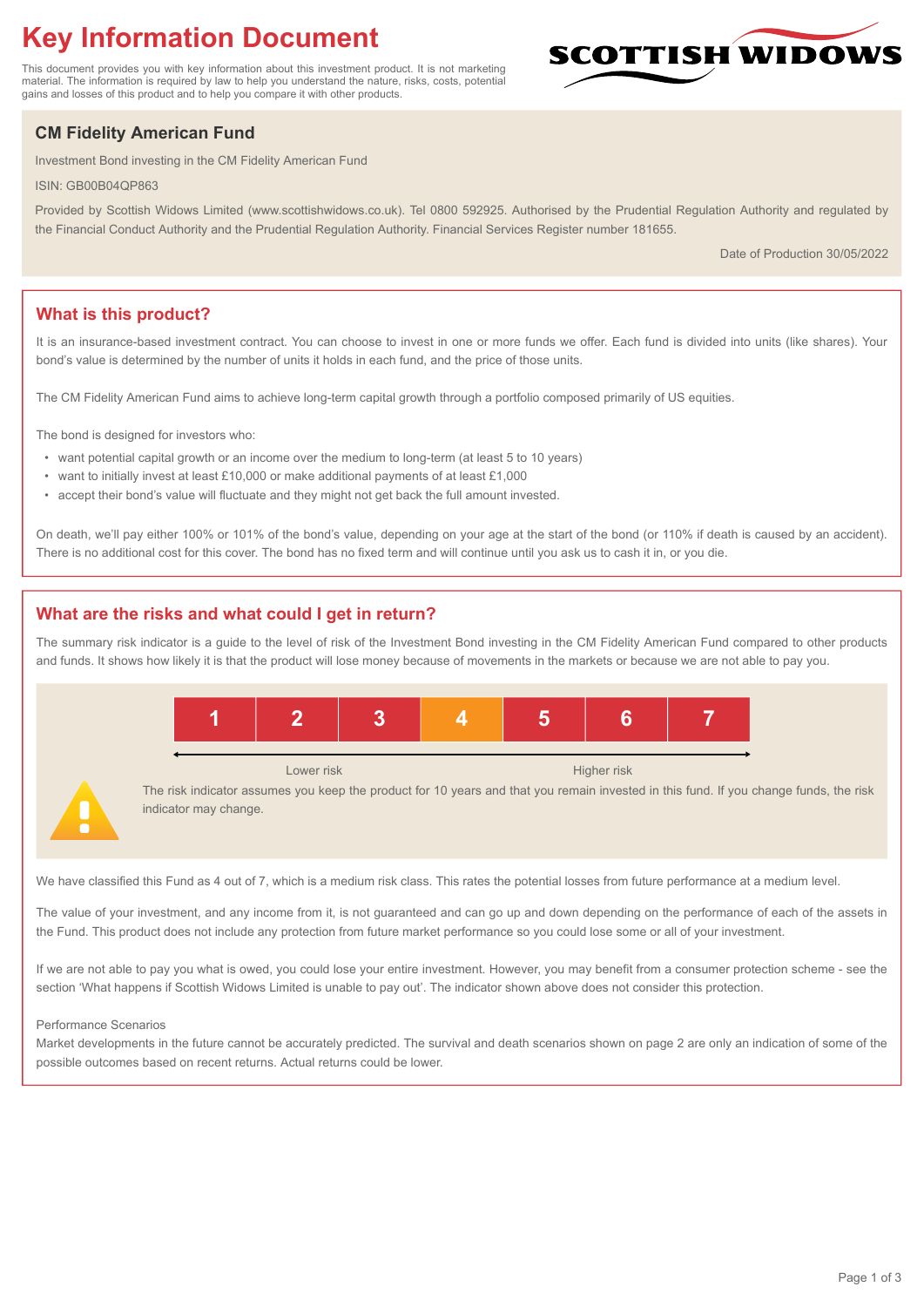# Key Information Document

This document provides you with key information about this investment product. It is not marketing material. The information is required by law to help you understand the nature, risks, costs, potential gains and losses of this product and to help you compare it with other products.

SCOTTISH WIDOWS

## CM Fidelity American Fund

Investment Bond investing in the CM Fidelity American Fund

ISIN: GB00B04QP863

Provided by Scottish Widows Limited (www.scottishwidows.co.uk). Tel 0800 592925. Authorised by the Prudential Regulation Authority and regulated by the Financial Conduct Authority and the Prudential Regulation Authority. Financial Services Register number 181655.

Date of Production 30/05/2022

## What is this product?

It is an insurance-based investment contract. You can choose to invest in one or more funds we offer. Each fund is divided into units (like shares). Your bond's value is determined by the number of units it holds in each fund, and the price of those units.

The CM Fidelity American Fund aims to achieve long-term capital growth through a portfolio composed primarily of US equities.

The bond is designed for investors who:

- want potential capital growth or an income over the medium to long-term (at least 5 to 10 years)
- want to initially invest at least £10,000 or make additional payments of at least £1,000
- accept their bond's value will fluctuate and they might not get back the full amount invested.

On death, we'll pay either 100% or 101% of the bond's value, depending on your age at the start of the bond (or 110% if death is caused by an accident). There is no additional cost for this cover. The bond has no fixed term and will continue until you ask us to cash it in, or you die.

## What are the risks and what could I get in return?

The summary risk indicator is a guide to the level of risk of the Investment Bond investing in the CM Fidelity American Fund compared to other products and funds. It shows how likely it is that the product will lose money because of movements in the markets or because we are not able to pay you.

| 1 | 2 | 3 | **4** | 5 | 6 | 7 |
|---|---|---|---|---|---|---|

Lower risk ← → Higher risk

The risk indicator assumes you keep the product for 10 years and that you remain invested in this fund. If you change funds, the risk indicator may change.

We have classified this Fund as 4 out of 7, which is a medium risk class. This rates the potential losses from future performance at a medium level.

The value of your investment, and any income from it, is not guaranteed and can go up and down depending on the performance of each of the assets in the Fund. This product does not include any protection from future market performance so you could lose some or all of your investment.

If we are not able to pay you what is owed, you could lose your entire investment. However, you may benefit from a consumer protection scheme - see the section 'What happens if Scottish Widows Limited is unable to pay out'. The indicator shown above does not consider this protection.

Performance Scenarios

Market developments in the future cannot be accurately predicted. The survival and death scenarios shown on page 2 are only an indication of some of the possible outcomes based on recent returns. Actual returns could be lower.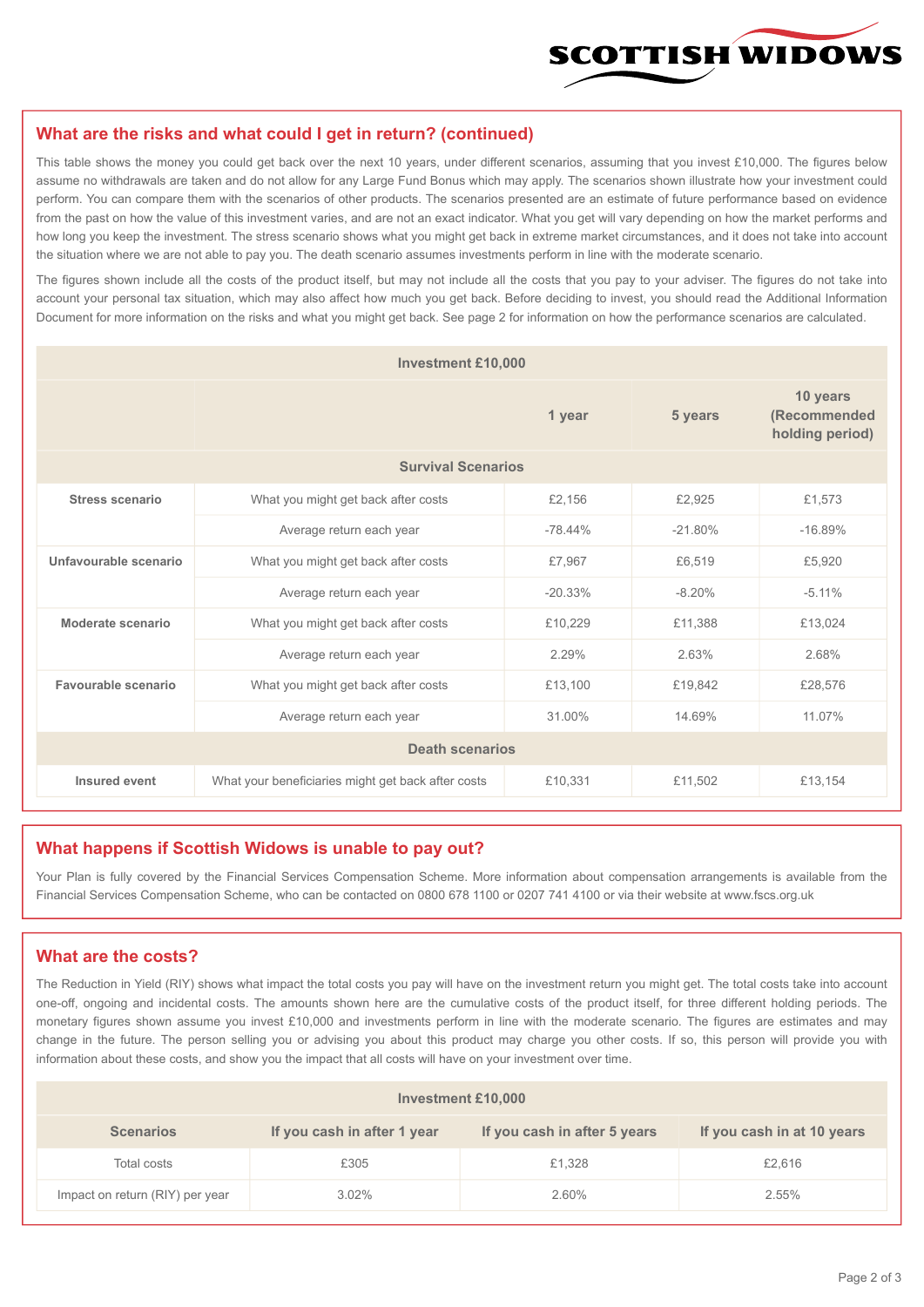## What are the risks and what could I get in return? (continued)

This table shows the money you could get back over the next 10 years, under different scenarios, assuming that you invest £10,000. The figures below assume no withdrawals are taken and do not allow for any Large Fund Bonus which may apply. The scenarios shown illustrate how your investment could perform. You can compare them with the scenarios of other products. The scenarios presented are an estimate of future performance based on evidence from the past on how the value of this investment varies, and are not an exact indicator. What you get will vary depending on how the market performs and how long you keep the investment. The stress scenario shows what you might get back in extreme market circumstances, and it does not take into account the situation where we are not able to pay you. The death scenario assumes investments perform in line with the moderate scenario.

The figures shown include all the costs of the product itself, but may not include all the costs that you pay to your adviser. The figures do not take into account your personal tax situation, which may also affect how much you get back. Before deciding to invest, you should read the Additional Information Document for more information on the risks and what you might get back. See page 2 for information on how the performance scenarios are calculated.

| Investment £10,000 | | | | |
|---|---|---|---|---|
| | | 1 year | 5 years | 10 years (Recommended holding period) |
| **Survival Scenarios** | | | | |
| **Stress scenario** | What you might get back after costs | £2,156 | £2,925 | £1,573 |
| | Average return each year | -78.44% | -21.80% | -16.89% |
| **Unfavourable scenario** | What you might get back after costs | £7,967 | £6,519 | £5,920 |
| | Average return each year | -20.33% | -8.20% | -5.11% |
| **Moderate scenario** | What you might get back after costs | £10,229 | £11,388 | £13,024 |
| | Average return each year | 2.29% | 2.63% | 2.68% |
| **Favourable scenario** | What you might get back after costs | £13,100 | £19,842 | £28,576 |
| | Average return each year | 31.00% | 14.69% | 11.07% |
| **Death scenarios** | | | | |
| **Insured event** | What your beneficiaries might get back after costs | £10,331 | £11,502 | £13,154 |

## What happens if Scottish Widows is unable to pay out?

Your Plan is fully covered by the Financial Services Compensation Scheme. More information about compensation arrangements is available from the Financial Services Compensation Scheme, who can be contacted on 0800 678 1100 or 0207 741 4100 or via their website at www.fscs.org.uk

## What are the costs?

The Reduction in Yield (RIY) shows what impact the total costs you pay will have on the investment return you might get. The total costs take into account one-off, ongoing and incidental costs. The amounts shown here are the cumulative costs of the product itself, for three different holding periods. The monetary figures shown assume you invest £10,000 and investments perform in line with the moderate scenario. The figures are estimates and may change in the future. The person selling you or advising you about this product may charge you other costs. If so, this person will provide you with information about these costs, and show you the impact that all costs will have on your investment over time.

| Investment £10,000 | | | |
|---|---|---|---|
| **Scenarios** | **If you cash in after 1 year** | **If you cash in after 5 years** | **If you cash in at 10 years** |
| Total costs | £305 | £1,328 | £2,616 |
| Impact on return (RIY) per year | 3.02% | 2.60% | 2.55% |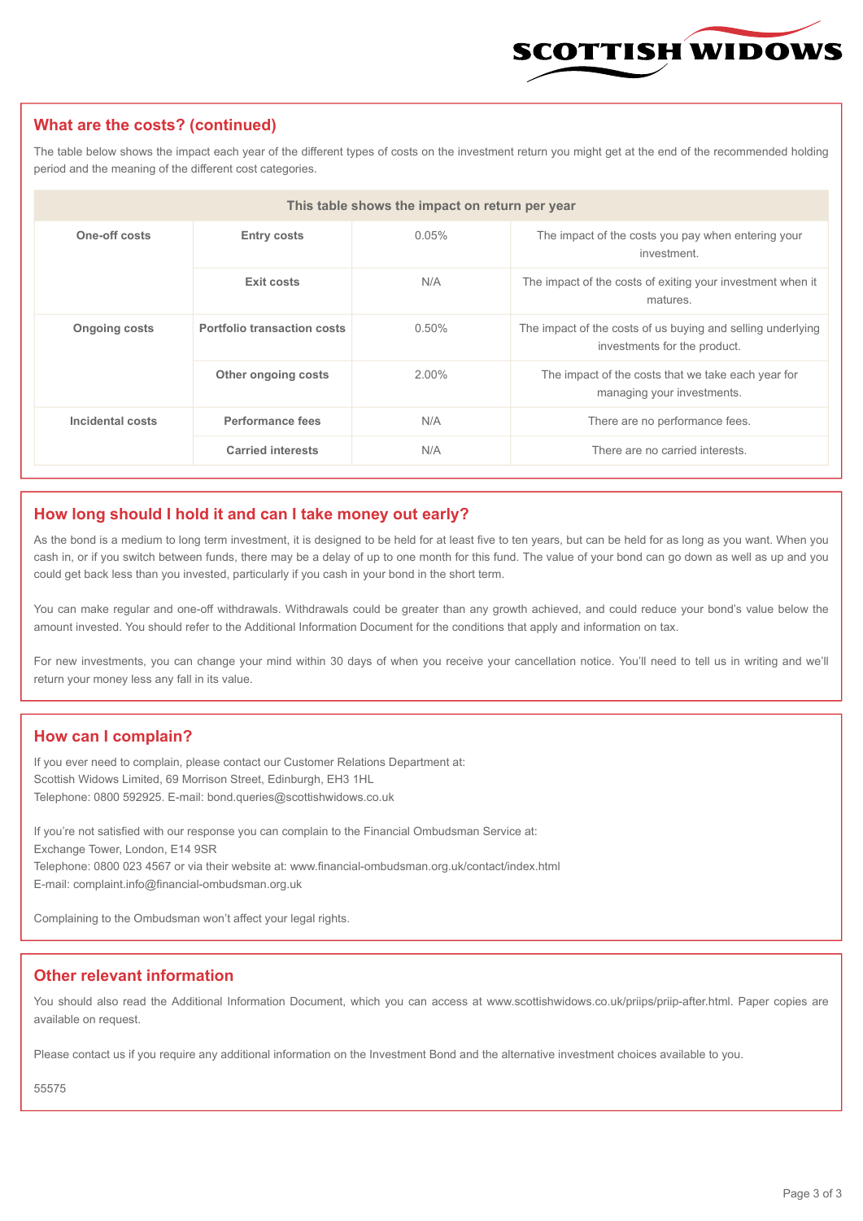## What are the costs? (continued)

The table below shows the impact each year of the different types of costs on the investment return you might get at the end of the recommended holding period and the meaning of the different cost categories.

| This table shows the impact on return per year | | | |
|---|---|---|---|
| **One-off costs** | **Entry costs** | 0.05% | The impact of the costs you pay when entering your investment. |
| | **Exit costs** | N/A | The impact of the costs of exiting your investment when it matures. |
| **Ongoing costs** | **Portfolio transaction costs** | 0.50% | The impact of the costs of us buying and selling underlying investments for the product. |
| | **Other ongoing costs** | 2.00% | The impact of the costs that we take each year for managing your investments. |
| **Incidental costs** | **Performance fees** | N/A | There are no performance fees. |
| | **Carried interests** | N/A | There are no carried interests. |

## How long should I hold it and can I take money out early?

As the bond is a medium to long term investment, it is designed to be held for at least five to ten years, but can be held for as long as you want. When you cash in, or if you switch between funds, there may be a delay of up to one month for this fund. The value of your bond can go down as well as up and you could get back less than you invested, particularly if you cash in your bond in the short term.

You can make regular and one-off withdrawals. Withdrawals could be greater than any growth achieved, and could reduce your bond's value below the amount invested. You should refer to the Additional Information Document for the conditions that apply and information on tax.

For new investments, you can change your mind within 30 days of when you receive your cancellation notice. You'll need to tell us in writing and we'll return your money less any fall in its value.

## How can I complain?

If you ever need to complain, please contact our Customer Relations Department at:
Scottish Widows Limited, 69 Morrison Street, Edinburgh, EH3 1HL
Telephone: 0800 592925. E-mail: bond.queries@scottishwidows.co.uk

If you're not satisfied with our response you can complain to the Financial Ombudsman Service at:
Exchange Tower, London, E14 9SR
Telephone: 0800 023 4567 or via their website at: www.financial-ombudsman.org.uk/contact/index.html
E-mail: complaint.info@financial-ombudsman.org.uk

Complaining to the Ombudsman won't affect your legal rights.

## Other relevant information

You should also read the Additional Information Document, which you can access at www.scottishwidows.co.uk/priips/priip-after.html. Paper copies are available on request.

Please contact us if you require any additional information on the Investment Bond and the alternative investment choices available to you.

55575